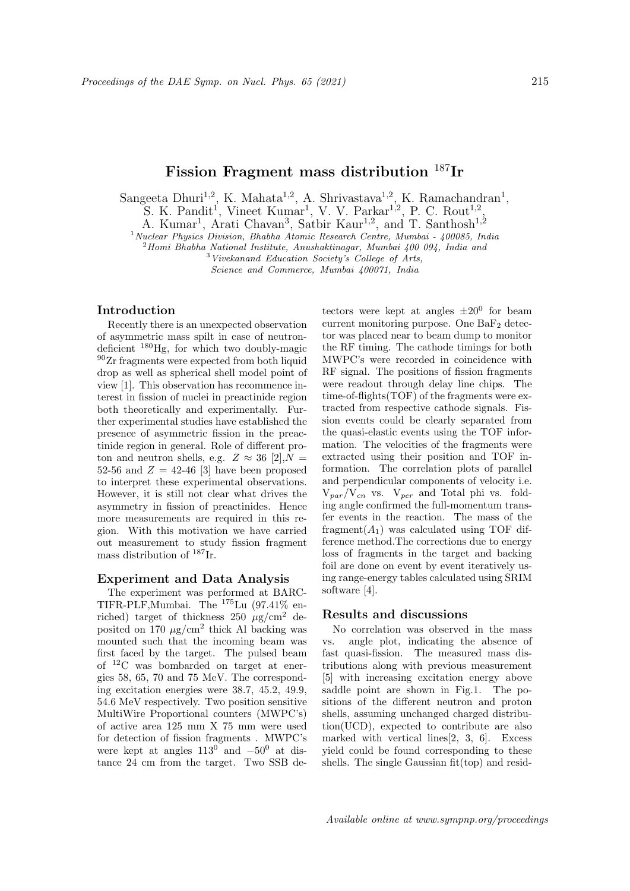# Fission Fragment mass distribution $^{187}$Ir

Sangeeta Dhuri[1,2], K. Mahata[1,2], A. Shrivastava[1,2], K. Ramachandran[1], S. K. Pandit[1], Vineet Kumar[1], V. V. Parkar[1,2], P. C. Rout[1,2], A. Kumar[1], Arati Chavan[3], Satbir Kaur[1,2], and T. Santhosh[1,2]

[1] *Nuclear Physics Division, Bhabha Atomic Research Centre, Mumbai - 400085, India*
[2] *Homi Bhabha National Institute, Anushaktinagar, Mumbai 400 094, India and*
[3] *Vivekanand Education Society's College of Arts, Science and Commerce, Mumbai 400071, India*

## Introduction

Recently there is an unexpected observation of asymmetric mass spilt in case of neutron-deficient $^{180}$Hg, for which two doubly-magic $^{90}$Zr fragments were expected from both liquid drop as well as spherical shell model point of view [1]. This observation has recommence interest in fission of nuclei in preactinide region both theoretically and experimentally. Further experimental studies have established the presence of asymmetric fission in the preactinide region in general. Role of different proton and neutron shells, e.g. $Z \approx 36$ [2], $N$ = 52-56 and $Z$ = 42-46 [3] have been proposed to interpret these experimental observations. However, it is still not clear what drives the asymmetry in fission of preactinides. Hence more measurements are required in this region. With this motivation we have carried out measurement to study fission fragment mass distribution of $^{187}$Ir.

## Experiment and Data Analysis

The experiment was performed at BARC-TIFR-PLF,Mumbai. The $^{175}$Lu (97.41% enriched) target of thickness 250 $\mu$g/cm$^2$ deposited on 170 $\mu$g/cm$^2$ thick Al backing was mounted such that the incoming beam was first faced by the target. The pulsed beam of $^{12}$C was bombarded on target at energies 58, 65, 70 and 75 MeV. The corresponding excitation energies were 38.7, 45.2, 49.9, 54.6 MeV respectively. Two position sensitive MultiWire Proportional counters (MWPC's) of active area 125 mm X 75 mm were used for detection of fission fragments . MWPC's were kept at angles $113^0$ and $-50^0$ at distance 24 cm from the target. Two SSB detectors were kept at angles $\pm 20^0$ for beam current monitoring purpose. One $BaF_2$ detector was placed near to beam dump to monitor the RF timing. The cathode timings for both MWPC's were recorded in coincidence with RF signal. The positions of fission fragments were readout through delay line chips. The time-of-flights(TOF) of the fragments were extracted from respective cathode signals. Fission events could be clearly separated from the quasi-elastic events using the TOF information. The velocities of the fragments were extracted using their position and TOF information. The correlation plots of parallel and perpendicular components of velocity i.e. $V_{par}/V_{cn}$ vs. $V_{per}$ and Total phi vs. folding angle confirmed the full-momentum transfer events in the reaction. The mass of the fragment($A_1$) was calculated using TOF difference method.The corrections due to energy loss of fragments in the target and backing foil are done on event by event iteratively using range-energy tables calculated using SRIM software [4].

## Results and discussions

No correlation was observed in the mass vs. angle plot, indicating the absence of fast quasi-fission. The measured mass distributions along with previous measurement [5] with increasing excitation energy above saddle point are shown in Fig.1. The positions of the different neutron and proton shells, assuming unchanged charged distribution(UCD), expected to contribute are also marked with vertical lines[2, 3, 6]. Excess yield could be found corresponding to these shells. The single Gaussian fit(top) and resid-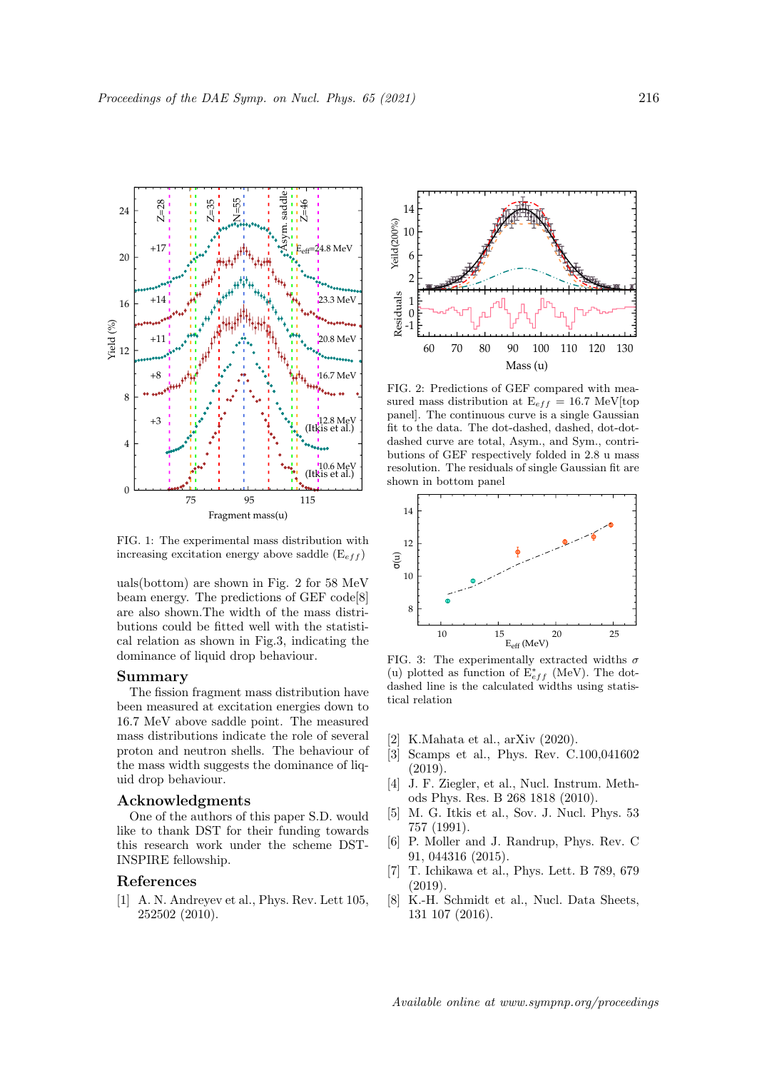24

Z=28

Z=35

N=55

Asym. saddle

Z=46

+17

$E_{eff}$=24.8 MeV

20

16

+14

23.3 MeV

Yield (%)

+11

20.8 MeV

12

+8

16.7 MeV

8

+3

12.8 MeV
(Itkis et al.)

4

10.6 MeV
(Itkis et al.)

0

75

95

115

Fragment mass(u)

FIG. 1: The experimental mass distribution with increasing excitation energy above saddle ($E_{eff}$)

uals(bottom) are shown in Fig. 2 for 58 MeV beam energy. The predictions of GEF code[8] are also shown.The width of the mass distributions could be fitted well with the statistical relation as shown in Fig.3, indicating the dominance of liquid drop behaviour.

## Summary

The fission fragment mass distribution have been measured at excitation energies down to 16.7 MeV above saddle point. The measured mass distributions indicate the role of several proton and neutron shells. The behaviour of the mass width suggests the dominance of liquid drop behaviour.

## Acknowledgments

One of the authors of this paper S.D. would like to thank DST for their funding towards this research work under the scheme DST-INSPIRE fellowship.

## References

[1] A. N. Andreyev et al., Phys. Rev. Lett 105, 252502 (2010).

Yeild (200%)

14

10

6

2

Residuals

1

0

-1

60 70 80 90 100 110 120 130

Mass (u)

FIG. 2: Predictions of GEF compared with measured mass distribution at $E_{eff}$ = 16.7 MeV[top panel]. The continuous curve is a single Gaussian fit to the data. The dot-dashed, dashed, dot-dot-dashed curve are total, Asym., and Sym., contributions of GEF respectively folded in 2.8 u mass resolution. The residuals of single Gaussian fit are shown in bottom panel

σ(u)

14

12

10

8

10 15 20 25

$E_{eff}$ (MeV)

FIG. 3: The experimentally extracted widths $\sigma$ (u) plotted as function of $E^*_{eff}$ (MeV). The dot-dashed line is the calculated widths using statistical relation

[2] K.Mahata et al., arXiv (2020).

[3] Scamps et al., Phys. Rev. C.100,041602 (2019).

[4] J. F. Ziegler, et al., Nucl. Instrum. Methods Phys. Res. B 268 1818 (2010).

[5] M. G. Itkis et al., Sov. J. Nucl. Phys. 53 757 (1991).

[6] P. Moller and J. Randrup, Phys. Rev. C 91, 044316 (2015).

[7] T. Ichikawa et al., Phys. Lett. B 789, 679 (2019).

[8] K.-H. Schmidt et al., Nucl. Data Sheets, 131 107 (2016).